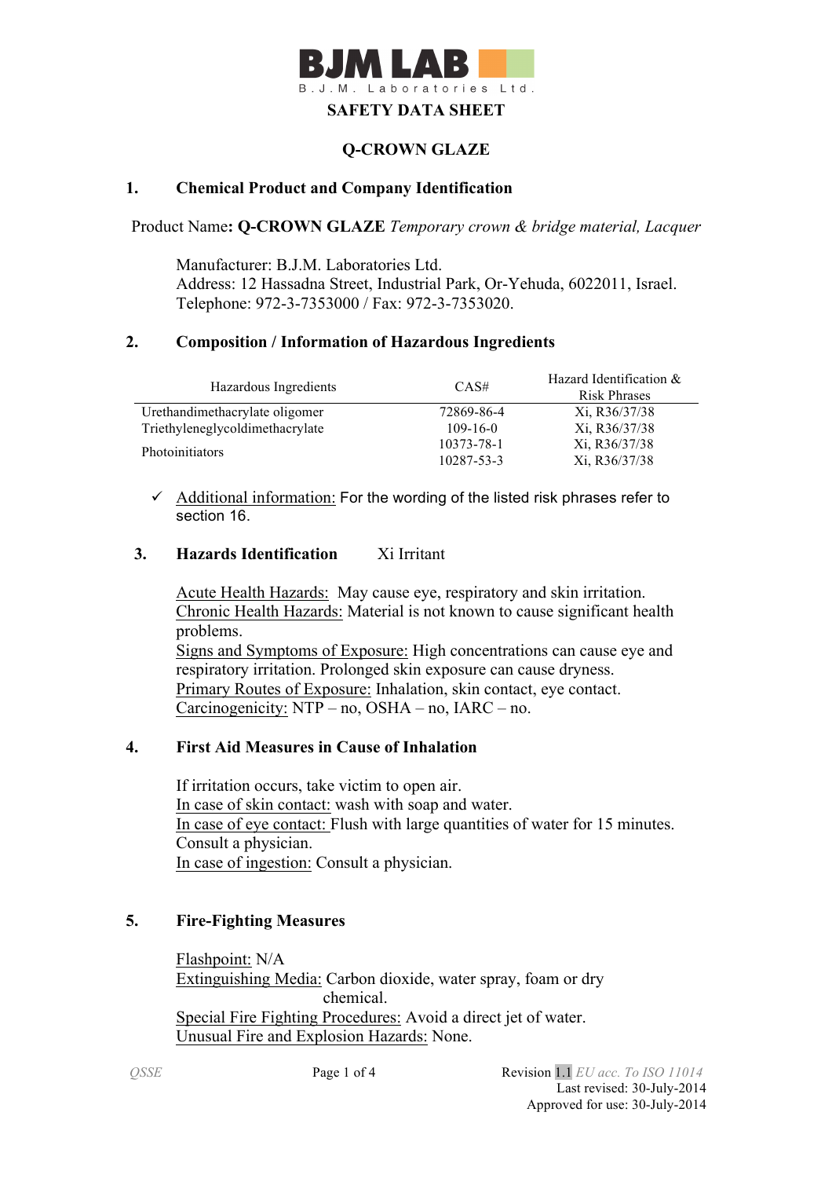**BJM LAB**
B.J.M. Laboratories Ltd.

# SAFETY DATA SHEET

# Q-CROWN GLAZE

## 1. Chemical Product and Company Identification

Product Name**: Q-CROWN GLAZE** *Temporary crown & bridge material, Lacquer*

Manufacturer: B.J.M. Laboratories Ltd.
Address: 12 Hassadna Street, Industrial Park, Or-Yehuda, 6022011, Israel.
Telephone: 972-3-7353000 / Fax: 972-3-7353020.

## 2. Composition / Information of Hazardous Ingredients

| Hazardous Ingredients | CAS# | Hazard Identification & Risk Phrases |
|---|---|---|
| Urethandimethacrylate oligomer | 72869-86-4 | Xi, R36/37/38 |
| Triethyleneglycoldimethacrylate | 109-16-0 | Xi, R36/37/38 |
| Photoinitiators | 10373-78-1 | Xi, R36/37/38 |
| | 10287-53-3 | Xi, R36/37/38 |

- ✓ Additional information: For the wording of the listed risk phrases refer to section 16.

## 3. Hazards Identification Xi Irritant

Acute Health Hazards: May cause eye, respiratory and skin irritation.
Chronic Health Hazards: Material is not known to cause significant health problems.
Signs and Symptoms of Exposure: High concentrations can cause eye and respiratory irritation. Prolonged skin exposure can cause dryness.
Primary Routes of Exposure: Inhalation, skin contact, eye contact.
Carcinogenicity: NTP – no, OSHA – no, IARC – no.

## 4. First Aid Measures in Cause of Inhalation

If irritation occurs, take victim to open air.
In case of skin contact: wash with soap and water.
In case of eye contact: Flush with large quantities of water for 15 minutes. Consult a physician.
In case of ingestion: Consult a physician.

## 5. Fire-Fighting Measures

Flashpoint: N/A
Extinguishing Media: Carbon dioxide, water spray, foam or dry chemical.
Special Fire Fighting Procedures: Avoid a direct jet of water.
Unusual Fire and Explosion Hazards: None.

QSSE

Revision 1.1 *EU acc. To ISO 11014*
Last revised: 30-July-2014
Approved for use: 30-July-2014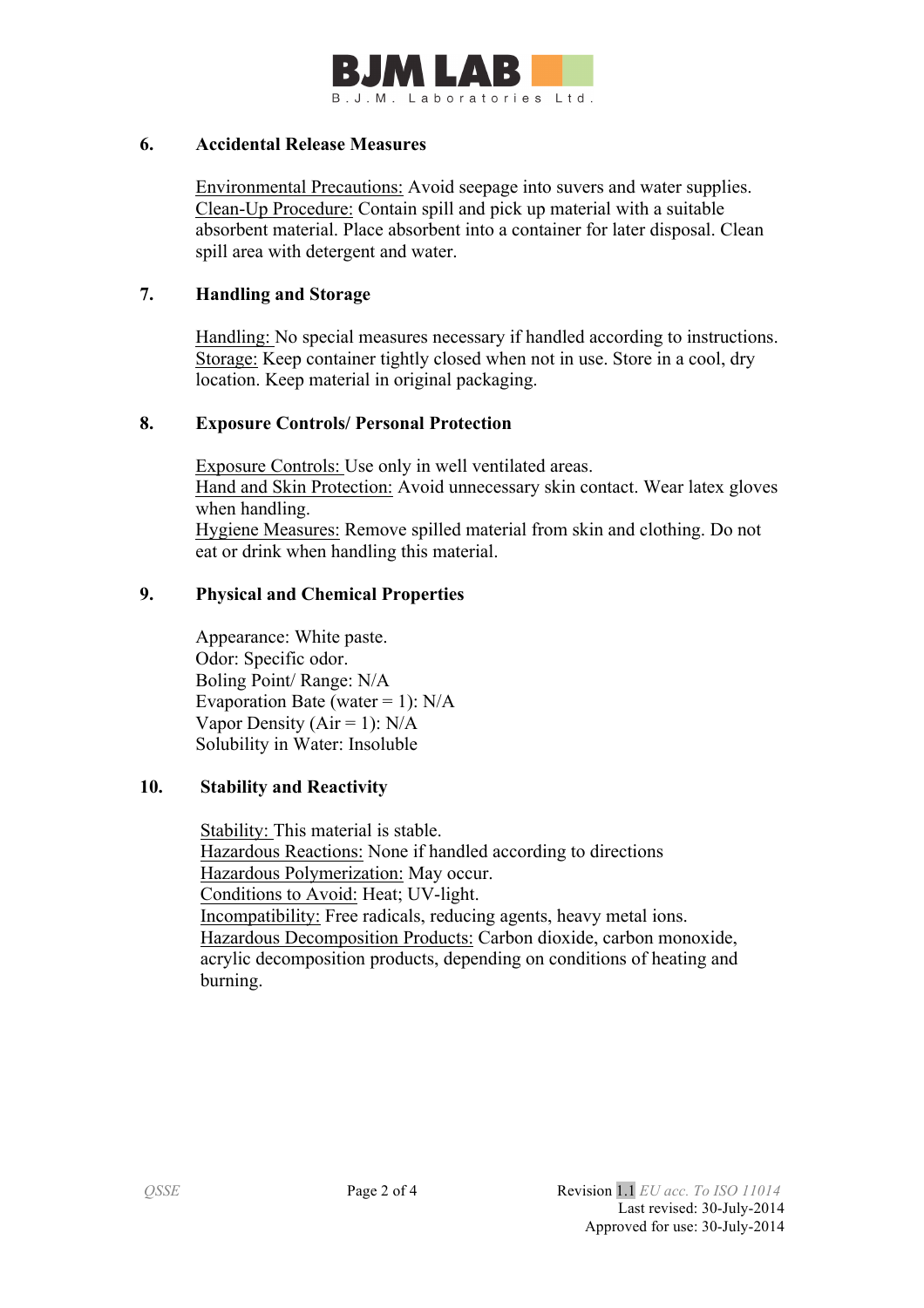## 6. Accidental Release Measures

Environmental Precautions: Avoid seepage into suvers and water supplies.
Clean-Up Procedure: Contain spill and pick up material with a suitable absorbent material. Place absorbent into a container for later disposal. Clean spill area with detergent and water.

## 7. Handling and Storage

Handling: No special measures necessary if handled according to instructions.
Storage: Keep container tightly closed when not in use. Store in a cool, dry location. Keep material in original packaging.

## 8. Exposure Controls/ Personal Protection

Exposure Controls: Use only in well ventilated areas.
Hand and Skin Protection: Avoid unnecessary skin contact. Wear latex gloves when handling.
Hygiene Measures: Remove spilled material from skin and clothing. Do not eat or drink when handling this material.

## 9. Physical and Chemical Properties

Appearance: White paste.
Odor: Specific odor.
Boling Point/ Range: N/A
Evaporation Bate (water = 1): N/A
Vapor Density (Air = 1): N/A
Solubility in Water: Insoluble

## 10. Stability and Reactivity

Stability: This material is stable.
Hazardous Reactions: None if handled according to directions
Hazardous Polymerization: May occur.
Conditions to Avoid: Heat; UV-light.
Incompatibility: Free radicals, reducing agents, heavy metal ions.
Hazardous Decomposition Products: Carbon dioxide, carbon monoxide, acrylic decomposition products, depending on conditions of heating and burning.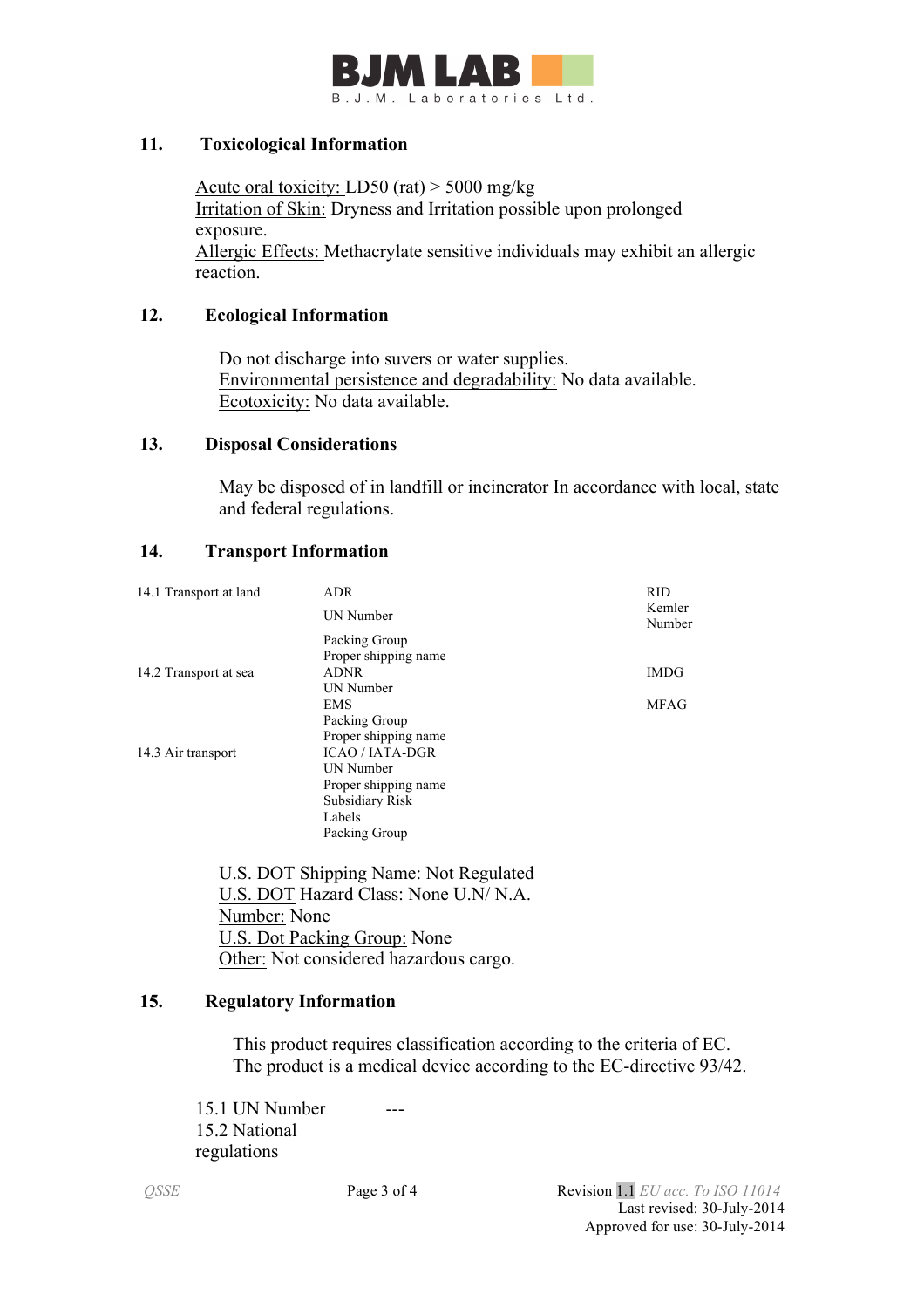## 11. Toxicological Information

Acute oral toxicity: LD50 (rat) > 5000 mg/kg
Irritation of Skin: Dryness and Irritation possible upon prolonged exposure.
Allergic Effects: Methacrylate sensitive individuals may exhibit an allergic reaction.

## 12. Ecological Information

Do not discharge into suvers or water supplies.
Environmental persistence and degradability: No data available.
Ecotoxicity: No data available.

## 13. Disposal Considerations

May be disposed of in landfill or incinerator In accordance with local, state and federal regulations.

## 14. Transport Information

| | | |
|---|---|---|
| 14.1 Transport at land | ADR | RID |
| | UN Number | Kemler Number |
| | Packing Group | |
| | Proper shipping name | |
| 14.2 Transport at sea | ADNR | IMDG |
| | UN Number | |
| | EMS | MFAG |
| | Packing Group | |
| | Proper shipping name | |
| 14.3 Air transport | ICAO / IATA-DGR | |
| | UN Number | |
| | Proper shipping name | |
| | Subsidiary Risk | |
| | Labels | |
| | Packing Group | |

U.S. DOT Shipping Name: Not Regulated
U.S. DOT Hazard Class: None U.N/ N.A.
Number: None
U.S. Dot Packing Group: None
Other: Not considered hazardous cargo.

## 15. Regulatory Information

This product requires classification according to the criteria of EC.
The product is a medical device according to the EC-directive 93/42.

15.1 UN Number ---
15.2 National regulations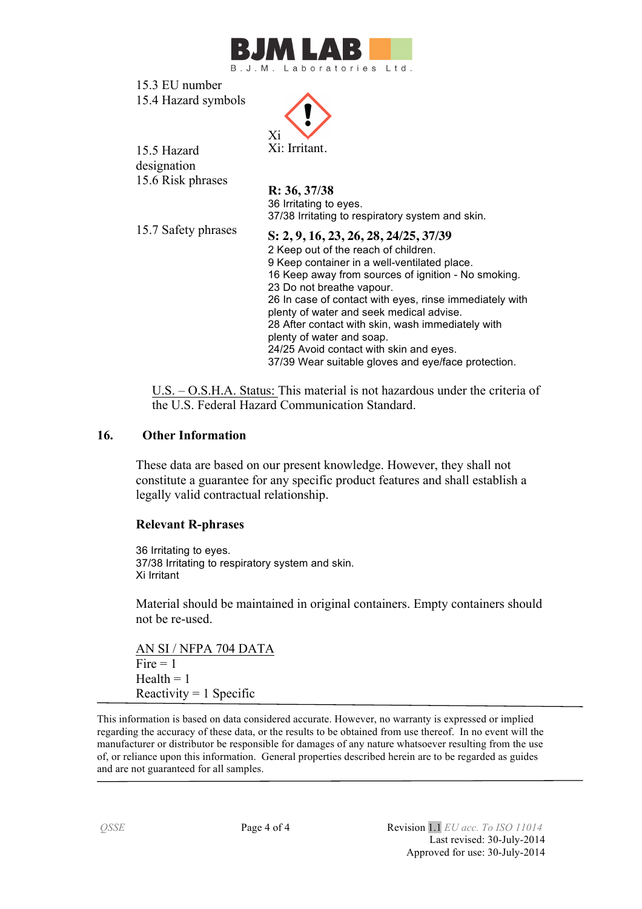15.3 EU number

15.4 Hazard symbols

Xi

15.5 Hazard designation

Xi: Irritant.

15.6 Risk phrases

**R: 36, 37/38**

36 Irritating to eyes.

37/38 Irritating to respiratory system and skin.

15.7 Safety phrases

**S: 2, 9, 16, 23, 26, 28, 24/25, 37/39**

2 Keep out of the reach of children.

9 Keep container in a well-ventilated place.

16 Keep away from sources of ignition - No smoking.

23 Do not breathe vapour.

26 In case of contact with eyes, rinse immediately with plenty of water and seek medical advise.

28 After contact with skin, wash immediately with plenty of water and soap.

24/25 Avoid contact with skin and eyes.

37/39 Wear suitable gloves and eye/face protection.

U.S. – O.S.H.A. Status: This material is not hazardous under the criteria of the U.S. Federal Hazard Communication Standard.

## 16. Other Information

These data are based on our present knowledge. However, they shall not constitute a guarantee for any specific product features and shall establish a legally valid contractual relationship.

**Relevant R-phrases**

36 Irritating to eyes.
37/38 Irritating to respiratory system and skin.
Xi Irritant

Material should be maintained in original containers. Empty containers should not be re-used.

AN SI / NFPA 704 DATA
Fire = 1
Health = 1
Reactivity = 1 Specific

This information is based on data considered accurate. However, no warranty is expressed or implied regarding the accuracy of these data, or the results to be obtained from use thereof. In no event will the manufacturer or distributor be responsible for damages of any nature whatsoever resulting from the use of, or reliance upon this information. General properties described herein are to be regarded as guides and are not guaranteed for all samples.

QSSE

Revision 1.1 *EU acc. To ISO 11014*
Last revised: 30-July-2014
Approved for use: 30-July-2014